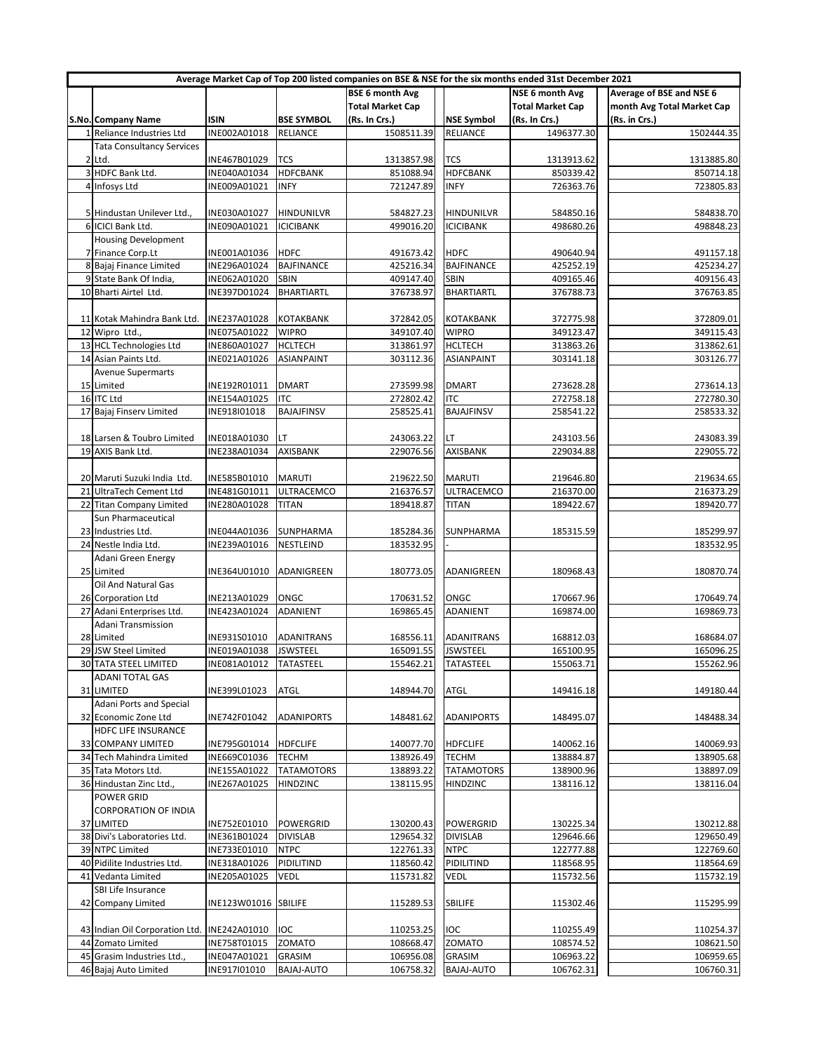| Average Market Cap of Top 200 listed companies on BSE & NSE for the six months ended 31st December 2021 | | | | | | | |
|---|---|---|---|---|---|---|---|
| S.No. | Company Name | ISIN | BSE SYMBOL | BSE 6 month Avg Total Market Cap (Rs. In Crs.) | NSE Symbol | NSE 6 month Avg Total Market Cap (Rs. In Crs.) | Average of BSE and NSE 6 month Avg Total Market Cap (Rs. in Crs.) |
| 1 | Reliance Industries Ltd | INE002A01018 | RELIANCE | 1508511.39 | RELIANCE | 1496377.30 | 1502444.35 |
| 2 | Tata Consultancy Services Ltd. | INE467B01029 | TCS | 1313857.98 | TCS | 1313913.62 | 1313885.80 |
| 3 | HDFC Bank Ltd. | INE040A01034 | HDFCBANK | 851088.94 | HDFCBANK | 850339.42 | 850714.18 |
| 4 | Infosys Ltd | INE009A01021 | INFY | 721247.89 | INFY | 726363.76 | 723805.83 |
| 5 | Hindustan Unilever Ltd., | INE030A01027 | HINDUNILVR | 584827.23 | HINDUNILVR | 584850.16 | 584838.70 |
| 6 | ICICI Bank Ltd. | INE090A01021 | ICICIBANK | 499016.20 | ICICIBANK | 498680.26 | 498848.23 |
| 7 | Housing Development Finance Corp.Lt | INE001A01036 | HDFC | 491673.42 | HDFC | 490640.94 | 491157.18 |
| 8 | Bajaj Finance Limited | INE296A01024 | BAJFINANCE | 425216.34 | BAJFINANCE | 425252.19 | 425234.27 |
| 9 | State Bank Of India, | INE062A01020 | SBIN | 409147.40 | SBIN | 409165.46 | 409156.43 |
| 10 | Bharti Airtel Ltd. | INE397D01024 | BHARTIARTL | 376738.97 | BHARTIARTL | 376788.73 | 376763.85 |
| 11 | Kotak Mahindra Bank Ltd. | INE237A01028 | KOTAKBANK | 372842.05 | KOTAKBANK | 372775.98 | 372809.01 |
| 12 | Wipro Ltd., | INE075A01022 | WIPRO | 349107.40 | WIPRO | 349123.47 | 349115.43 |
| 13 | HCL Technologies Ltd | INE860A01027 | HCLTECH | 313861.97 | HCLTECH | 313863.26 | 313862.61 |
| 14 | Asian Paints Ltd. | INE021A01026 | ASIANPAINT | 303112.36 | ASIANPAINT | 303141.18 | 303126.77 |
| 15 | Avenue Supermarts Limited | INE192R01011 | DMART | 273599.98 | DMART | 273628.28 | 273614.13 |
| 16 | ITC Ltd | INE154A01025 | ITC | 272802.42 | ITC | 272758.18 | 272780.30 |
| 17 | Bajaj Finserv Limited | INE918I01018 | BAJAJFINSV | 258525.41 | BAJAJFINSV | 258541.22 | 258533.32 |
| 18 | Larsen & Toubro Limited | INE018A01030 | LT | 243063.22 | LT | 243103.56 | 243083.39 |
| 19 | AXIS Bank Ltd. | INE238A01034 | AXISBANK | 229076.56 | AXISBANK | 229034.88 | 229055.72 |
| 20 | Maruti Suzuki India Ltd. | INE585B01010 | MARUTI | 219622.50 | MARUTI | 219646.80 | 219634.65 |
| 21 | UltraTech Cement Ltd | INE481G01011 | ULTRACEMCO | 216376.57 | ULTRACEMCO | 216370.00 | 216373.29 |
| 22 | Titan Company Limited | INE280A01028 | TITAN | 189418.87 | TITAN | 189422.67 | 189420.77 |
| 23 | Sun Pharmaceutical Industries Ltd. | INE044A01036 | SUNPHARMA | 185284.36 | SUNPHARMA | 185315.59 | 185299.97 |
| 24 | Nestle India Ltd. | INE239A01016 | NESTLEIND | 183532.95 | - | | 183532.95 |
| 25 | Adani Green Energy Limited | INE364U01010 | ADANIGREEN | 180773.05 | ADANIGREEN | 180968.43 | 180870.74 |
| 26 | Oil And Natural Gas Corporation Ltd | INE213A01029 | ONGC | 170631.52 | ONGC | 170667.96 | 170649.74 |
| 27 | Adani Enterprises Ltd. | INE423A01024 | ADANIENT | 169865.45 | ADANIENT | 169874.00 | 169869.73 |
| 28 | Adani Transmission Limited | INE931S01010 | ADANITRANS | 168556.11 | ADANITRANS | 168812.03 | 168684.07 |
| 29 | JSW Steel Limited | INE019A01038 | JSWSTEEL | 165091.55 | JSWSTEEL | 165100.95 | 165096.25 |
| 30 | TATA STEEL LIMITED | INE081A01012 | TATASTEEL | 155462.21 | TATASTEEL | 155063.71 | 155262.96 |
| 31 | ADANI TOTAL GAS LIMITED | INE399L01023 | ATGL | 148944.70 | ATGL | 149416.18 | 149180.44 |
| 32 | Adani Ports and Special Economic Zone Ltd | INE742F01042 | ADANIPORTS | 148481.62 | ADANIPORTS | 148495.07 | 148488.34 |
| 33 | HDFC LIFE INSURANCE COMPANY LIMITED | INE795G01014 | HDFCLIFE | 140077.70 | HDFCLIFE | 140062.16 | 140069.93 |
| 34 | Tech Mahindra Limited | INE669C01036 | TECHM | 138926.49 | TECHM | 138884.87 | 138905.68 |
| 35 | Tata Motors Ltd. | INE155A01022 | TATAMOTORS | 138893.22 | TATAMOTORS | 138900.96 | 138897.09 |
| 36 | Hindustan Zinc Ltd., | INE267A01025 | HINDZINC | 138115.95 | HINDZINC | 138116.12 | 138116.04 |
| 37 | POWER GRID CORPORATION OF INDIA LIMITED | INE752E01010 | POWERGRID | 130200.43 | POWERGRID | 130225.34 | 130212.88 |
| 38 | Divi's Laboratories Ltd. | INE361B01024 | DIVISLAB | 129654.32 | DIVISLAB | 129646.66 | 129650.49 |
| 39 | NTPC Limited | INE733E01010 | NTPC | 122761.33 | NTPC | 122777.88 | 122769.60 |
| 40 | Pidilite Industries Ltd. | INE318A01026 | PIDILITIND | 118560.42 | PIDILITIND | 118568.95 | 118564.69 |
| 41 | Vedanta Limited | INE205A01025 | VEDL | 115731.82 | VEDL | 115732.56 | 115732.19 |
| 42 | SBI Life Insurance Company Limited | INE123W01016 | SBILIFE | 115289.53 | SBILIFE | 115302.46 | 115295.99 |
| 43 | Indian Oil Corporation Ltd. | INE242A01010 | IOC | 110253.25 | IOC | 110255.49 | 110254.37 |
| 44 | Zomato Limited | INE758T01015 | ZOMATO | 108668.47 | ZOMATO | 108574.52 | 108621.50 |
| 45 | Grasim Industries Ltd., | INE047A01021 | GRASIM | 106956.08 | GRASIM | 106963.22 | 106959.65 |
| 46 | Bajaj Auto Limited | INE917I01010 | BAJAJ-AUTO | 106758.32 | BAJAJ-AUTO | 106762.31 | 106760.31 |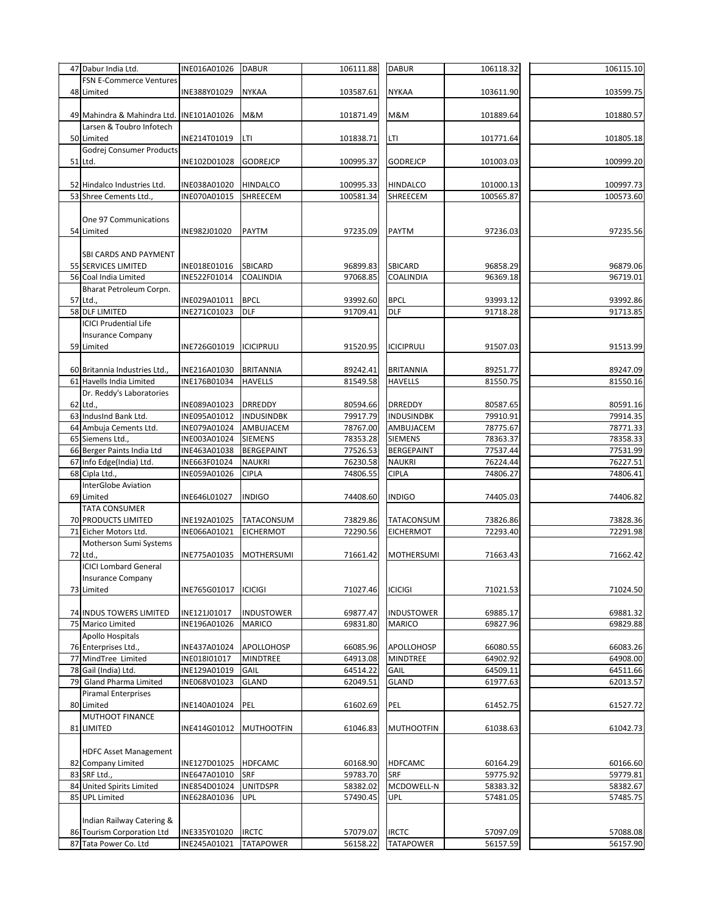| | | | | | | | |
|---|---|---|---|---|---|---|---|
| 47 | Dabur India Ltd. | INE016A01026 | DABUR | 106111.88 | DABUR | 106118.32 | 106115.10 |
| 48 | FSN E-Commerce Ventures Limited | INE388Y01029 | NYKAA | 103587.61 | NYKAA | 103611.90 | 103599.75 |
| 49 | Mahindra & Mahindra Ltd. | INE101A01026 | M&M | 101871.49 | M&M | 101889.64 | 101880.57 |
| 50 | Larsen & Toubro Infotech Limited | INE214T01019 | LTI | 101838.71 | LTI | 101771.64 | 101805.18 |
| 51 | Godrej Consumer Products Ltd. | INE102D01028 | GODREJCP | 100995.37 | GODREJCP | 101003.03 | 100999.20 |
| 52 | Hindalco Industries Ltd. | INE038A01020 | HINDALCO | 100995.33 | HINDALCO | 101000.13 | 100997.73 |
| 53 | Shree Cements Ltd., | INE070A01015 | SHREECEM | 100581.34 | SHREECEM | 100565.87 | 100573.60 |
| 54 | One 97 Communications Limited | INE982J01020 | PAYTM | 97235.09 | PAYTM | 97236.03 | 97235.56 |
| 55 | SBI CARDS AND PAYMENT SERVICES LIMITED | INE018E01016 | SBICARD | 96899.83 | SBICARD | 96858.29 | 96879.06 |
| 56 | Coal India Limited | INE522F01014 | COALINDIA | 97068.85 | COALINDIA | 96369.18 | 96719.01 |
| 57 | Bharat Petroleum Corpn. Ltd., | INE029A01011 | BPCL | 93992.60 | BPCL | 93993.12 | 93992.86 |
| 58 | DLF LIMITED | INE271C01023 | DLF | 91709.41 | DLF | 91718.28 | 91713.85 |
| 59 | ICICI Prudential Life Insurance Company Limited | INE726G01019 | ICICIPRULI | 91520.95 | ICICIPRULI | 91507.03 | 91513.99 |
| 60 | Britannia Industries Ltd., | INE216A01030 | BRITANNIA | 89242.41 | BRITANNIA | 89251.77 | 89247.09 |
| 61 | Havells India Limited | INE176B01034 | HAVELLS | 81549.58 | HAVELLS | 81550.75 | 81550.16 |
| 62 | Dr. Reddy's Laboratories Ltd., | INE089A01023 | DRREDDY | 80594.66 | DRREDDY | 80587.65 | 80591.16 |
| 63 | IndusInd Bank Ltd. | INE095A01012 | INDUSINDBK | 79917.79 | INDUSINDBK | 79910.91 | 79914.35 |
| 64 | Ambuja Cements Ltd. | INE079A01024 | AMBUJACEM | 78767.00 | AMBUJACEM | 78775.67 | 78771.33 |
| 65 | Siemens Ltd., | INE003A01024 | SIEMENS | 78353.28 | SIEMENS | 78363.37 | 78358.33 |
| 66 | Berger Paints India Ltd | INE463A01038 | BERGEPAINT | 77526.53 | BERGEPAINT | 77537.44 | 77531.99 |
| 67 | Info Edge(India) Ltd. | INE663F01024 | NAUKRI | 76230.58 | NAUKRI | 76224.44 | 76227.51 |
| 68 | Cipla Ltd., | INE059A01026 | CIPLA | 74806.55 | CIPLA | 74806.27 | 74806.41 |
| 69 | InterGlobe Aviation Limited | INE646L01027 | INDIGO | 74408.60 | INDIGO | 74405.03 | 74406.82 |
| 70 | TATA CONSUMER PRODUCTS LIMITED | INE192A01025 | TATACONSUM | 73829.86 | TATACONSUM | 73826.86 | 73828.36 |
| 71 | Eicher Motors Ltd. | INE066A01021 | EICHERMOT | 72290.56 | EICHERMOT | 72293.40 | 72291.98 |
| 72 | Motherson Sumi Systems Ltd., | INE775A01035 | MOTHERSUMI | 71661.42 | MOTHERSUMI | 71663.43 | 71662.42 |
| 73 | ICICI Lombard General Insurance Company Limited | INE765G01017 | ICICIGI | 71027.46 | ICICIGI | 71021.53 | 71024.50 |
| 74 | INDUS TOWERS LIMITED | INE121J01017 | INDUSTOWER | 69877.47 | INDUSTOWER | 69885.17 | 69881.32 |
| 75 | Marico Limited | INE196A01026 | MARICO | 69831.80 | MARICO | 69827.96 | 69829.88 |
| 76 | Apollo Hospitals Enterprises Ltd., | INE437A01024 | APOLLOHOSP | 66085.96 | APOLLOHOSP | 66080.55 | 66083.26 |
| 77 | MindTree Limited | INE018I01017 | MINDTREE | 64913.08 | MINDTREE | 64902.92 | 64908.00 |
| 78 | Gail (India) Ltd. | INE129A01019 | GAIL | 64514.22 | GAIL | 64509.11 | 64511.66 |
| 79 | Gland Pharma Limited | INE068V01023 | GLAND | 62049.51 | GLAND | 61977.63 | 62013.57 |
| 80 | Piramal Enterprises Limited | INE140A01024 | PEL | 61602.69 | PEL | 61452.75 | 61527.72 |
| 81 | MUTHOOT FINANCE LIMITED | INE414G01012 | MUTHOOTFIN | 61046.83 | MUTHOOTFIN | 61038.63 | 61042.73 |
| 82 | HDFC Asset Management Company Limited | INE127D01025 | HDFCAMC | 60168.90 | HDFCAMC | 60164.29 | 60166.60 |
| 83 | SRF Ltd., | INE647A01010 | SRF | 59783.70 | SRF | 59775.92 | 59779.81 |
| 84 | United Spirits Limited | INE854D01024 | UNITDSPR | 58382.02 | MCDOWELL-N | 58383.32 | 58382.67 |
| 85 | UPL Limited | INE628A01036 | UPL | 57490.45 | UPL | 57481.05 | 57485.75 |
| 86 | Indian Railway Catering & Tourism Corporation Ltd | INE335Y01020 | IRCTC | 57079.07 | IRCTC | 57097.09 | 57088.08 |
| 87 | Tata Power Co. Ltd | INE245A01021 | TATAPOWER | 56158.22 | TATAPOWER | 56157.59 | 56157.90 |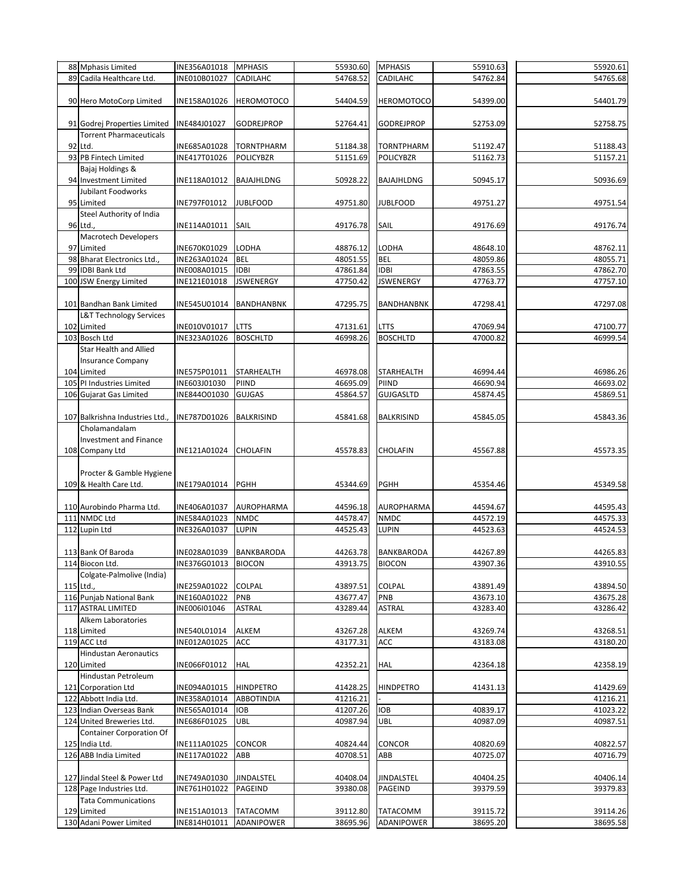| | | | | | | | |
|---|---|---|---|---|---|---|---|
| 88 | Mphasis Limited | INE356A01018 | MPHASIS | 55930.60 | MPHASIS | 55910.63 | 55920.61 |
| 89 | Cadila Healthcare Ltd. | INE010B01027 | CADILAHC | 54768.52 | CADILAHC | 54762.84 | 54765.68 |
| 90 | Hero MotoCorp Limited | INE158A01026 | HEROMOTOCO | 54404.59 | HEROMOTOCO | 54399.00 | 54401.79 |
| 91 | Godrej Properties Limited | INE484J01027 | GODREJPROP | 52764.41 | GODREJPROP | 52753.09 | 52758.75 |
| 92 | Torrent Pharmaceuticals Ltd. | INE685A01028 | TORNTPHARM | 51184.38 | TORNTPHARM | 51192.47 | 51188.43 |
| 93 | PB Fintech Limited | INE417T01026 | POLICYBZR | 51151.69 | POLICYBZR | 51162.73 | 51157.21 |
| 94 | Bajaj Holdings & Investment Limited | INE118A01012 | BAJAJHLDNG | 50928.22 | BAJAJHLDNG | 50945.17 | 50936.69 |
| 95 | Jubilant Foodworks Limited | INE797F01012 | JUBLFOOD | 49751.80 | JUBLFOOD | 49751.27 | 49751.54 |
| 96 | Steel Authority of India Ltd., | INE114A01011 | SAIL | 49176.78 | SAIL | 49176.69 | 49176.74 |
| 97 | Macrotech Developers Limited | INE670K01029 | LODHA | 48876.12 | LODHA | 48648.10 | 48762.11 |
| 98 | Bharat Electronics Ltd., | INE263A01024 | BEL | 48051.55 | BEL | 48059.86 | 48055.71 |
| 99 | IDBI Bank Ltd | INE008A01015 | IDBI | 47861.84 | IDBI | 47863.55 | 47862.70 |
| 100 | JSW Energy Limited | INE121E01018 | JSWENERGY | 47750.42 | JSWENERGY | 47763.77 | 47757.10 |
| 101 | Bandhan Bank Limited | INE545U01014 | BANDHANBNK | 47295.75 | BANDHANBNK | 47298.41 | 47297.08 |
| 102 | L&T Technology Services Limited | INE010V01017 | LTTS | 47131.61 | LTTS | 47069.94 | 47100.77 |
| 103 | Bosch Ltd | INE323A01026 | BOSCHLTD | 46998.26 | BOSCHLTD | 47000.82 | 46999.54 |
| 104 | Star Health and Allied Insurance Company Limited | INE575P01011 | STARHEALTH | 46978.08 | STARHEALTH | 46994.44 | 46986.26 |
| 105 | PI Industries Limited | INE603J01030 | PIIND | 46695.09 | PIIND | 46690.94 | 46693.02 |
| 106 | Gujarat Gas Limited | INE844O01030 | GUJGAS | 45864.57 | GUJGASLTD | 45874.45 | 45869.51 |
| 107 | Balkrishna Industries Ltd., | INE787D01026 | BALKRISIND | 45841.68 | BALKRISIND | 45845.05 | 45843.36 |
| 108 | Cholamandalam Investment and Finance Company Ltd | INE121A01024 | CHOLAFIN | 45578.83 | CHOLAFIN | 45567.88 | 45573.35 |
| 109 | Procter & Gamble Hygiene & Health Care Ltd. | INE179A01014 | PGHH | 45344.69 | PGHH | 45354.46 | 45349.58 |
| 110 | Aurobindo Pharma Ltd. | INE406A01037 | AUROPHARMA | 44596.18 | AUROPHARMA | 44594.67 | 44595.43 |
| 111 | NMDC Ltd | INE584A01023 | NMDC | 44578.47 | NMDC | 44572.19 | 44575.33 |
| 112 | Lupin Ltd | INE326A01037 | LUPIN | 44525.43 | LUPIN | 44523.63 | 44524.53 |
| 113 | Bank Of Baroda | INE028A01039 | BANKBARODA | 44263.78 | BANKBARODA | 44267.89 | 44265.83 |
| 114 | Biocon Ltd. | INE376G01013 | BIOCON | 43913.75 | BIOCON | 43907.36 | 43910.55 |
| 115 | Colgate-Palmolive (India) Ltd., | INE259A01022 | COLPAL | 43897.51 | COLPAL | 43891.49 | 43894.50 |
| 116 | Punjab National Bank | INE160A01022 | PNB | 43677.47 | PNB | 43673.10 | 43675.28 |
| 117 | ASTRAL LIMITED | INE006I01046 | ASTRAL | 43289.44 | ASTRAL | 43283.40 | 43286.42 |
| 118 | Alkem Laboratories Limited | INE540L01014 | ALKEM | 43267.28 | ALKEM | 43269.74 | 43268.51 |
| 119 | ACC Ltd | INE012A01025 | ACC | 43177.31 | ACC | 43183.08 | 43180.20 |
| 120 | Hindustan Aeronautics Limited | INE066F01012 | HAL | 42352.21 | HAL | 42364.18 | 42358.19 |
| 121 | Hindustan Petroleum Corporation Ltd | INE094A01015 | HINDPETRO | 41428.25 | HINDPETRO | 41431.13 | 41429.69 |
| 122 | Abbott India Ltd. | INE358A01014 | ABBOTINDIA | 41216.21 | - | | 41216.21 |
| 123 | Indian Overseas Bank | INE565A01014 | IOB | 41207.26 | IOB | 40839.17 | 41023.22 |
| 124 | United Breweries Ltd. | INE686F01025 | UBL | 40987.94 | UBL | 40987.09 | 40987.51 |
| 125 | Container Corporation Of India Ltd. | INE111A01025 | CONCOR | 40824.44 | CONCOR | 40820.69 | 40822.57 |
| 126 | ABB India Limited | INE117A01022 | ABB | 40708.51 | ABB | 40725.07 | 40716.79 |
| 127 | Jindal Steel & Power Ltd | INE749A01030 | JINDALSTEL | 40408.04 | JINDALSTEL | 40404.25 | 40406.14 |
| 128 | Page Industries Ltd. | INE761H01022 | PAGEIND | 39380.08 | PAGEIND | 39379.59 | 39379.83 |
| 129 | Tata Communications Limited | INE151A01013 | TATACOMM | 39112.80 | TATACOMM | 39115.72 | 39114.26 |
| 130 | Adani Power Limited | INE814H01011 | ADANIPOWER | 38695.96 | ADANIPOWER | 38695.20 | 38695.58 |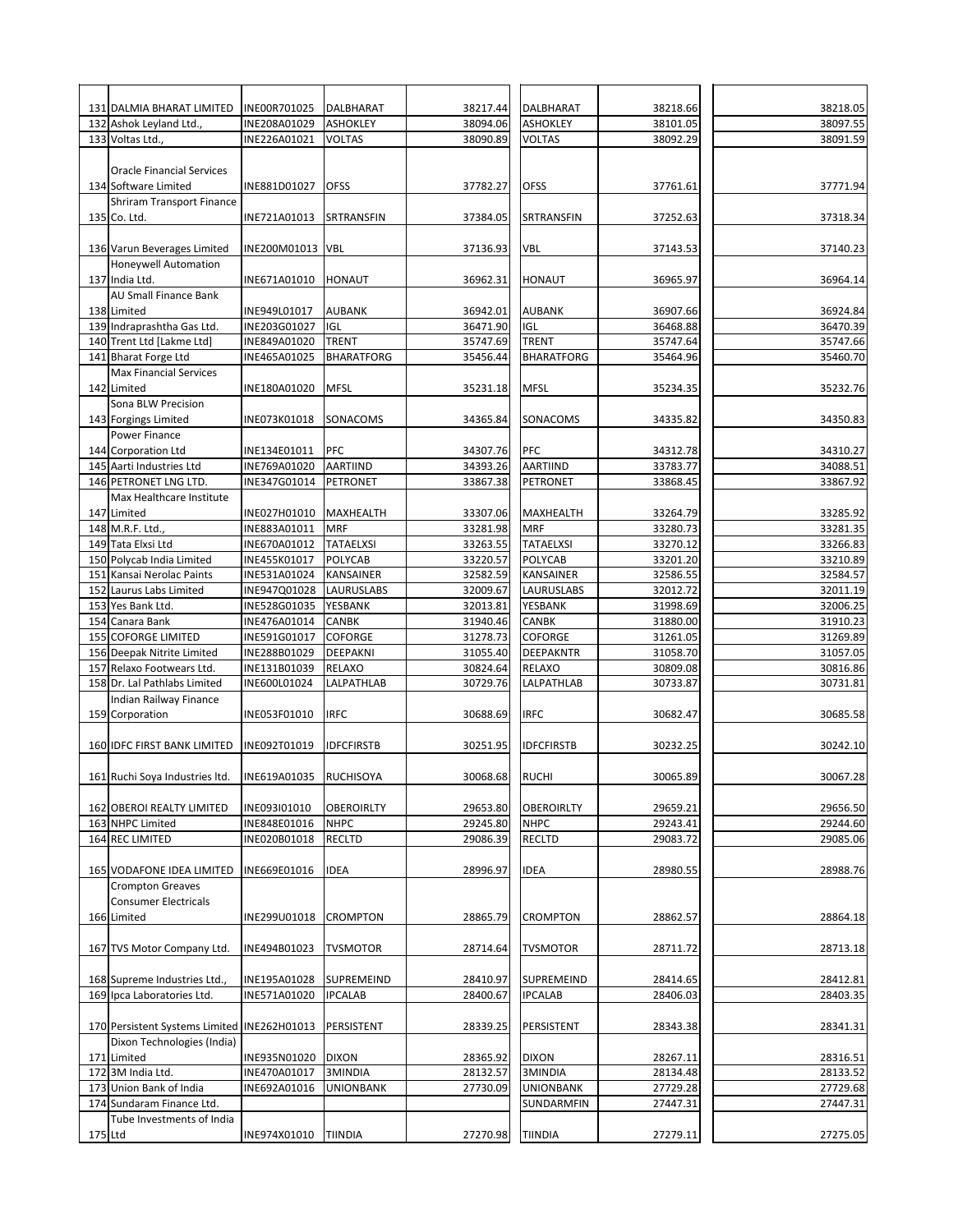| | | | | | | | |
|---|---|---|---|---|---|---|---|
| 131 | DALMIA BHARAT LIMITED | INE00R701025 | DALBHARAT | 38217.44 | DALBHARAT | 38218.66 | 38218.05 |
| 132 | Ashok Leyland Ltd., | INE208A01029 | ASHOKLEY | 38094.06 | ASHOKLEY | 38101.05 | 38097.55 |
| 133 | Voltas Ltd., | INE226A01021 | VOLTAS | 38090.89 | VOLTAS | 38092.29 | 38091.59 |
| 134 | Oracle Financial Services Software Limited | INE881D01027 | OFSS | 37782.27 | OFSS | 37761.61 | 37771.94 |
| 135 | Shriram Transport Finance Co. Ltd. | INE721A01013 | SRTRANSFIN | 37384.05 | SRTRANSFIN | 37252.63 | 37318.34 |
| 136 | Varun Beverages Limited | INE200M01013 | VBL | 37136.93 | VBL | 37143.53 | 37140.23 |
| 137 | Honeywell Automation India Ltd. | INE671A01010 | HONAUT | 36962.31 | HONAUT | 36965.97 | 36964.14 |
| 138 | AU Small Finance Bank Limited | INE949L01017 | AUBANK | 36942.01 | AUBANK | 36907.66 | 36924.84 |
| 139 | Indraprashtha Gas Ltd. | INE203G01027 | IGL | 36471.90 | IGL | 36468.88 | 36470.39 |
| 140 | Trent Ltd [Lakme Ltd] | INE849A01020 | TRENT | 35747.69 | TRENT | 35747.64 | 35747.66 |
| 141 | Bharat Forge Ltd | INE465A01025 | BHARATFORG | 35456.44 | BHARATFORG | 35464.96 | 35460.70 |
| 142 | Max Financial Services Limited | INE180A01020 | MFSL | 35231.18 | MFSL | 35234.35 | 35232.76 |
| 143 | Sona BLW Precision Forgings Limited | INE073K01018 | SONACOMS | 34365.84 | SONACOMS | 34335.82 | 34350.83 |
| 144 | Power Finance Corporation Ltd | INE134E01011 | PFC | 34307.76 | PFC | 34312.78 | 34310.27 |
| 145 | Aarti Industries Ltd | INE769A01020 | AARTIIND | 34393.26 | AARTIIND | 33783.77 | 34088.51 |
| 146 | PETRONET LNG LTD. | INE347G01014 | PETRONET | 33867.38 | PETRONET | 33868.45 | 33867.92 |
| 147 | Max Healthcare Institute Limited | INE027H01010 | MAXHEALTH | 33307.06 | MAXHEALTH | 33264.79 | 33285.92 |
| 148 | M.R.F. Ltd., | INE883A01011 | MRF | 33281.98 | MRF | 33280.73 | 33281.35 |
| 149 | Tata Elxsi Ltd | INE670A01012 | TATAELXSI | 33263.55 | TATAELXSI | 33270.12 | 33266.83 |
| 150 | Polycab India Limited | INE455K01017 | POLYCAB | 33220.57 | POLYCAB | 33201.20 | 33210.89 |
| 151 | Kansai Nerolac Paints | INE531A01024 | KANSAINER | 32582.59 | KANSAINER | 32586.55 | 32584.57 |
| 152 | Laurus Labs Limited | INE947Q01028 | LAURUSLABS | 32009.67 | LAURUSLABS | 32012.72 | 32011.19 |
| 153 | Yes Bank Ltd. | INE528G01035 | YESBANK | 32013.81 | YESBANK | 31998.69 | 32006.25 |
| 154 | Canara Bank | INE476A01014 | CANBK | 31940.46 | CANBK | 31880.00 | 31910.23 |
| 155 | COFORGE LIMITED | INE591G01017 | COFORGE | 31278.73 | COFORGE | 31261.05 | 31269.89 |
| 156 | Deepak Nitrite Limited | INE288B01029 | DEEPAKNI | 31055.40 | DEEPAKNTR | 31058.70 | 31057.05 |
| 157 | Relaxo Footwears Ltd. | INE131B01039 | RELAXO | 30824.64 | RELAXO | 30809.08 | 30816.86 |
| 158 | Dr. Lal Pathlabs Limited | INE600L01024 | LALPATHLAB | 30729.76 | LALPATHLAB | 30733.87 | 30731.81 |
| 159 | Indian Railway Finance Corporation | INE053F01010 | IRFC | 30688.69 | IRFC | 30682.47 | 30685.58 |
| 160 | IDFC FIRST BANK LIMITED | INE092T01019 | IDFCFIRSTB | 30251.95 | IDFCFIRSTB | 30232.25 | 30242.10 |
| 161 | Ruchi Soya Industries ltd. | INE619A01035 | RUCHISOYA | 30068.68 | RUCHI | 30065.89 | 30067.28 |
| 162 | OBEROI REALTY LIMITED | INE093I01010 | OBEROIRLTY | 29653.80 | OBEROIRLTY | 29659.21 | 29656.50 |
| 163 | NHPC Limited | INE848E01016 | NHPC | 29245.80 | NHPC | 29243.41 | 29244.60 |
| 164 | REC LIMITED | INE020B01018 | RECLTD | 29086.39 | RECLTD | 29083.72 | 29085.06 |
| 165 | VODAFONE IDEA LIMITED | INE669E01016 | IDEA | 28996.97 | IDEA | 28980.55 | 28988.76 |
| 166 | Crompton Greaves Consumer Electricals Limited | INE299U01018 | CROMPTON | 28865.79 | CROMPTON | 28862.57 | 28864.18 |
| 167 | TVS Motor Company Ltd. | INE494B01023 | TVSMOTOR | 28714.64 | TVSMOTOR | 28711.72 | 28713.18 |
| 168 | Supreme Industries Ltd., | INE195A01028 | SUPREMEIND | 28410.97 | SUPREMEIND | 28414.65 | 28412.81 |
| 169 | Ipca Laboratories Ltd. | INE571A01020 | IPCALAB | 28400.67 | IPCALAB | 28406.03 | 28403.35 |
| 170 | Persistent Systems Limited | INE262H01013 | PERSISTENT | 28339.25 | PERSISTENT | 28343.38 | 28341.31 |
| 171 | Dixon Technologies (India) Limited | INE935N01020 | DIXON | 28365.92 | DIXON | 28267.11 | 28316.51 |
| 172 | 3M India Ltd. | INE470A01017 | 3MINDIA | 28132.57 | 3MINDIA | 28134.48 | 28133.52 |
| 173 | Union Bank of India | INE692A01016 | UNIONBANK | 27730.09 | UNIONBANK | 27729.28 | 27729.68 |
| 174 | Sundaram Finance Ltd. | | | | SUNDARMFIN | 27447.31 | 27447.31 |
| 175 | Tube Investments of India Ltd | INE974X01010 | TIINDIA | 27270.98 | TIINDIA | 27279.11 | 27275.05 |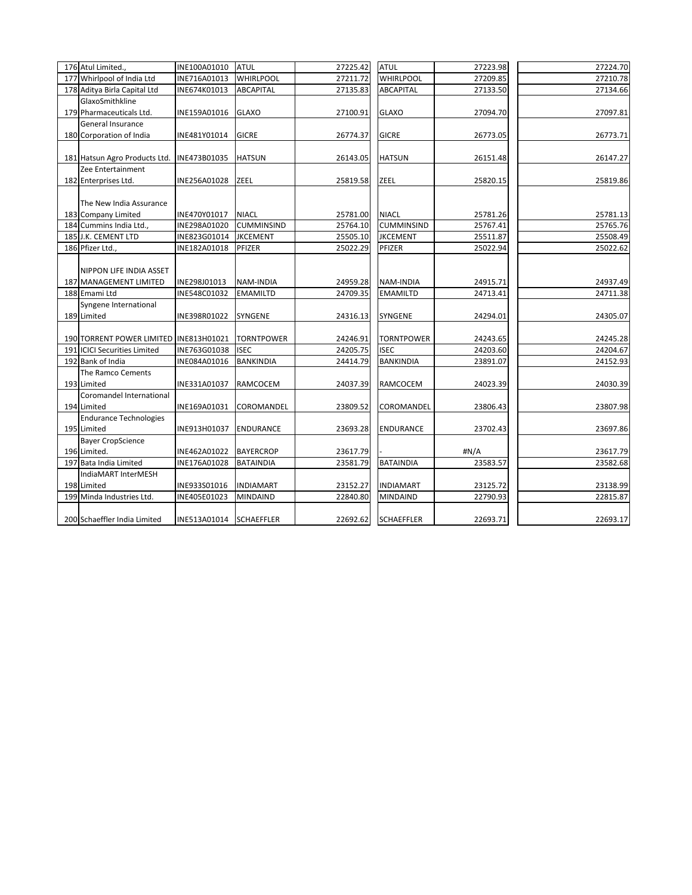| | | | | | | | |
|---|---|---|---|---|---|---|---|
| 176 | Atul Limited., | INE100A01010 | ATUL | 27225.42 | ATUL | 27223.98 | 27224.70 |
| 177 | Whirlpool of India Ltd | INE716A01013 | WHIRLPOOL | 27211.72 | WHIRLPOOL | 27209.85 | 27210.78 |
| 178 | Aditya Birla Capital Ltd | INE674K01013 | ABCAPITAL | 27135.83 | ABCAPITAL | 27133.50 | 27134.66 |
| 179 | GlaxoSmithkline Pharmaceuticals Ltd. | INE159A01016 | GLAXO | 27100.91 | GLAXO | 27094.70 | 27097.81 |
| 180 | General Insurance Corporation of India | INE481Y01014 | GICRE | 26774.37 | GICRE | 26773.05 | 26773.71 |
| 181 | Hatsun Agro Products Ltd. | INE473B01035 | HATSUN | 26143.05 | HATSUN | 26151.48 | 26147.27 |
| 182 | Zee Entertainment Enterprises Ltd. | INE256A01028 | ZEEL | 25819.58 | ZEEL | 25820.15 | 25819.86 |
| 183 | The New India Assurance Company Limited | INE470Y01017 | NIACL | 25781.00 | NIACL | 25781.26 | 25781.13 |
| 184 | Cummins India Ltd., | INE298A01020 | CUMMINSIND | 25764.10 | CUMMINSIND | 25767.41 | 25765.76 |
| 185 | J.K. CEMENT LTD | INE823G01014 | JKCEMENT | 25505.10 | JKCEMENT | 25511.87 | 25508.49 |
| 186 | Pfizer Ltd., | INE182A01018 | PFIZER | 25022.29 | PFIZER | 25022.94 | 25022.62 |
| 187 | NIPPON LIFE INDIA ASSET MANAGEMENT LIMITED | INE298J01013 | NAM-INDIA | 24959.28 | NAM-INDIA | 24915.71 | 24937.49 |
| 188 | Emami Ltd | INE548C01032 | EMAMILTD | 24709.35 | EMAMILTD | 24713.41 | 24711.38 |
| 189 | Syngene International Limited | INE398R01022 | SYNGENE | 24316.13 | SYNGENE | 24294.01 | 24305.07 |
| 190 | TORRENT POWER LIMITED | INE813H01021 | TORNTPOWER | 24246.91 | TORNTPOWER | 24243.65 | 24245.28 |
| 191 | ICICI Securities Limited | INE763G01038 | ISEC | 24205.75 | ISEC | 24203.60 | 24204.67 |
| 192 | Bank of India | INE084A01016 | BANKINDIA | 24414.79 | BANKINDIA | 23891.07 | 24152.93 |
| 193 | The Ramco Cements Limited | INE331A01037 | RAMCOCEM | 24037.39 | RAMCOCEM | 24023.39 | 24030.39 |
| 194 | Coromandel International Limited | INE169A01031 | COROMANDEL | 23809.52 | COROMANDEL | 23806.43 | 23807.98 |
| 195 | Endurance Technologies Limited | INE913H01037 | ENDURANCE | 23693.28 | ENDURANCE | 23702.43 | 23697.86 |
| 196 | Bayer CropScience Limited. | INE462A01022 | BAYERCROP | 23617.79 | - | #N/A | 23617.79 |
| 197 | Bata India Limited | INE176A01028 | BATAINDIA | 23581.79 | BATAINDIA | 23583.57 | 23582.68 |
| 198 | IndiaMART InterMESH Limited | INE933S01016 | INDIAMART | 23152.27 | INDIAMART | 23125.72 | 23138.99 |
| 199 | Minda Industries Ltd. | INE405E01023 | MINDAIND | 22840.80 | MINDAIND | 22790.93 | 22815.87 |
| 200 | Schaeffler India Limited | INE513A01014 | SCHAEFFLER | 22692.62 | SCHAEFFLER | 22693.71 | 22693.17 |